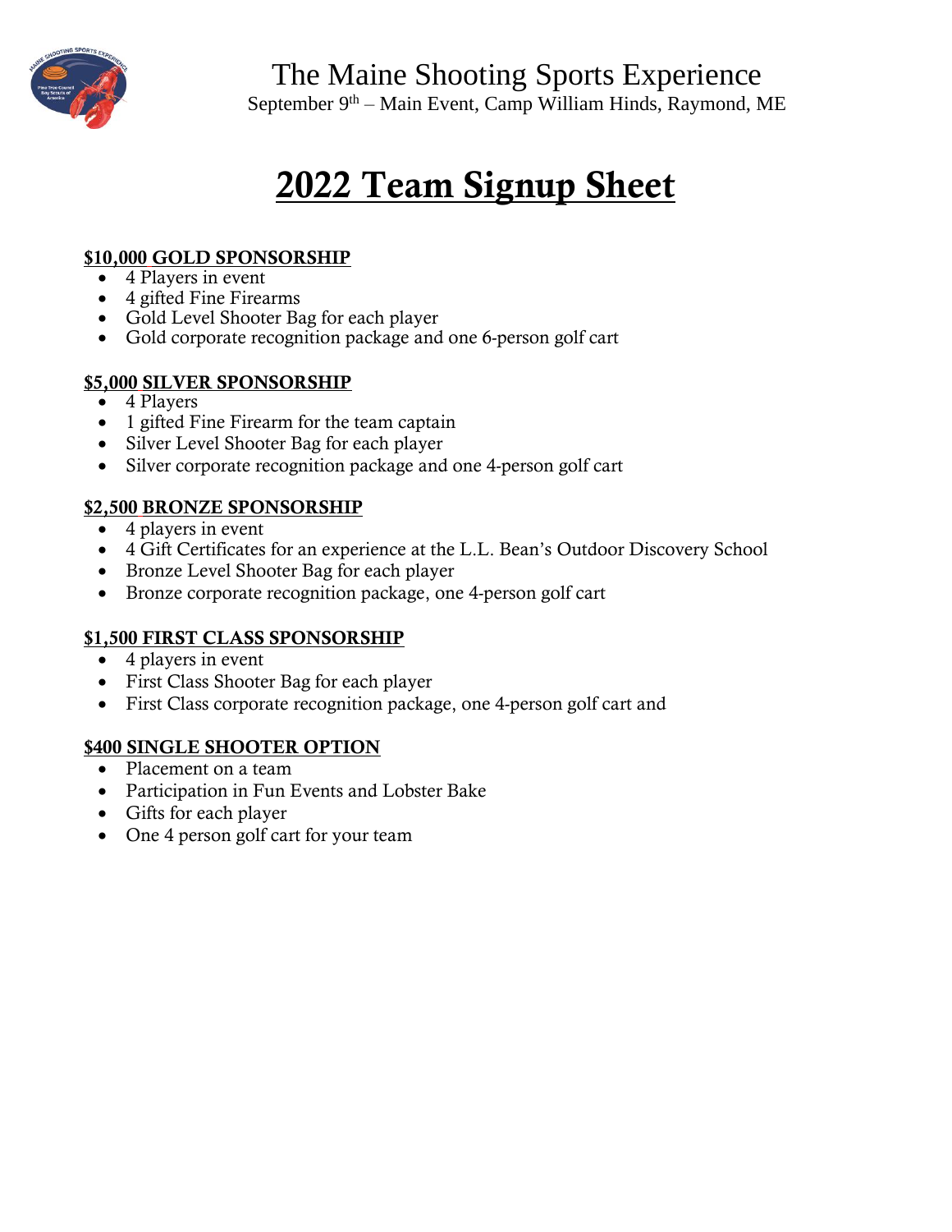# The Maine Shooting Sports Experience

September 9th – Main Event, Camp William Hinds, Raymond, ME

# 2022 Team Signup Sheet

**$10,000 GOLD SPONSORSHIP**

- 4 Players in event
- 4 gifted Fine Firearms
- Gold Level Shooter Bag for each player
- Gold corporate recognition package and one 6-person golf cart

**$5,000 SILVER SPONSORSHIP**

- 4 Players
- 1 gifted Fine Firearm for the team captain
- Silver Level Shooter Bag for each player
- Silver corporate recognition package and one 4-person golf cart

**$2,500 BRONZE SPONSORSHIP**

- 4 players in event
- 4 Gift Certificates for an experience at the L.L. Bean's Outdoor Discovery School
- Bronze Level Shooter Bag for each player
- Bronze corporate recognition package, one 4-person golf cart

**$1,500 FIRST CLASS SPONSORSHIP**

- 4 players in event
- First Class Shooter Bag for each player
- First Class corporate recognition package, one 4-person golf cart and

**$400 SINGLE SHOOTER OPTION**

- Placement on a team
- Participation in Fun Events and Lobster Bake
- Gifts for each player
- One 4 person golf cart for your team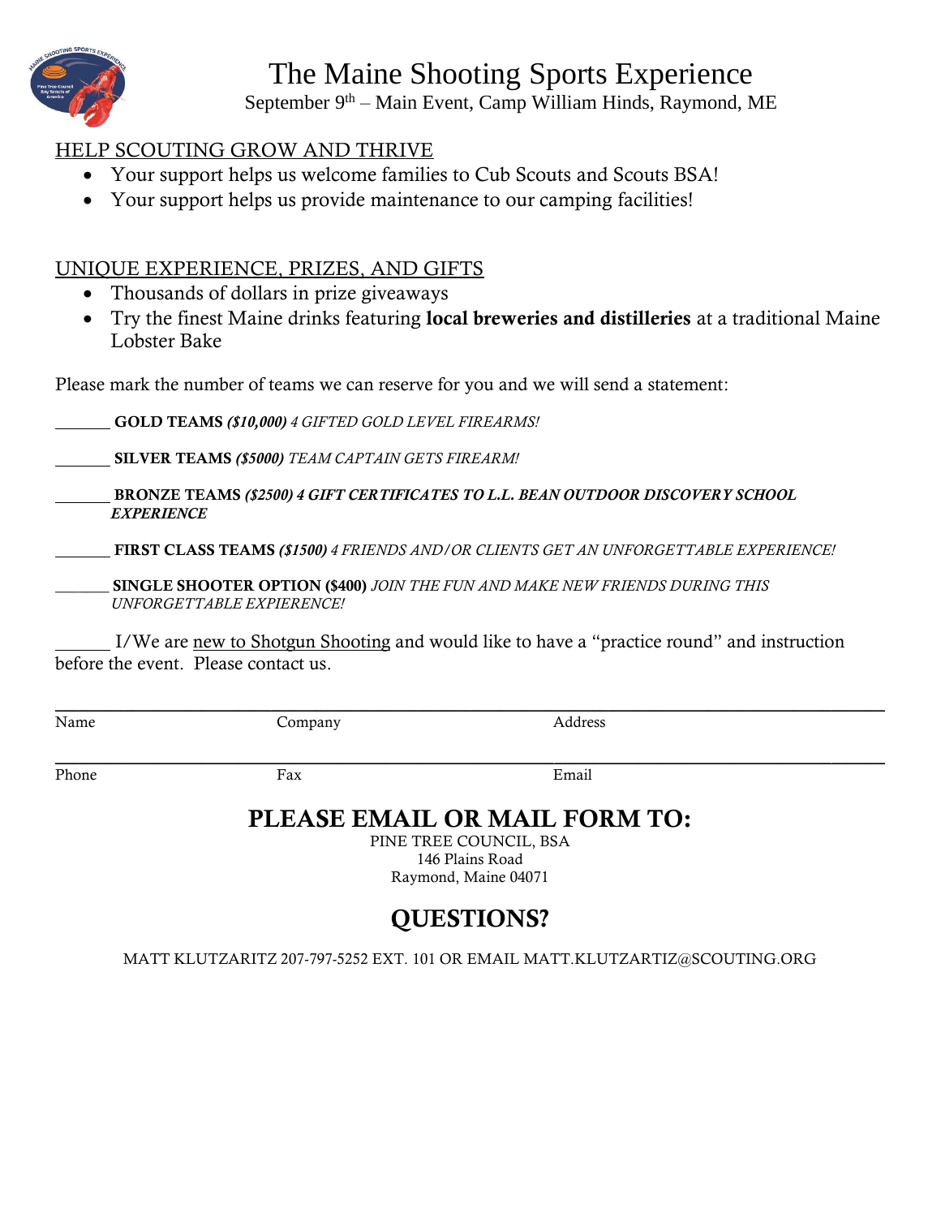# The Maine Shooting Sports Experience

September 9th – Main Event, Camp William Hinds, Raymond, ME

## HELP SCOUTING GROW AND THRIVE

- Your support helps us welcome families to Cub Scouts and Scouts BSA!
- Your support helps us provide maintenance to our camping facilities!

## UNIQUE EXPERIENCE, PRIZES, AND GIFTS

- Thousands of dollars in prize giveaways
- Try the finest Maine drinks featuring **local breweries and distilleries** at a traditional Maine Lobster Bake

Please mark the number of teams we can reserve for you and we will send a statement:

_______ **GOLD TEAMS** ***($10,000)*** *4 GIFTED GOLD LEVEL FIREARMS!*

_______ **SILVER TEAMS** ***($5000)*** *TEAM CAPTAIN GETS FIREARM!*

_______ **BRONZE TEAMS** ***($2500) 4 GIFT CERTIFICATES TO L.L. BEAN OUTDOOR DISCOVERY SCHOOL EXPERIENCE***

_______ **FIRST CLASS TEAMS** ***($1500)*** *4 FRIENDS AND/OR CLIENTS GET AN UNFORGETTABLE EXPERIENCE!*

_______ **SINGLE SHOOTER OPTION ($400)** *JOIN THE FUN AND MAKE NEW FRIENDS DURING THIS UNFORGETTABLE EXPIERENCE!*

_______ I/We are new to Shotgun Shooting and would like to have a "practice round" and instruction before the event. Please contact us.

Name _______ Company _______ Address _______

Phone _______ Fax _______ Email _______

## PLEASE EMAIL OR MAIL FORM TO:

PINE TREE COUNCIL, BSA
146 Plains Road
Raymond, Maine 04071

## QUESTIONS?

MATT KLUTZARITZ 207-797-5252 EXT. 101 OR EMAIL MATT.KLUTZARTIZ@SCOUTING.ORG